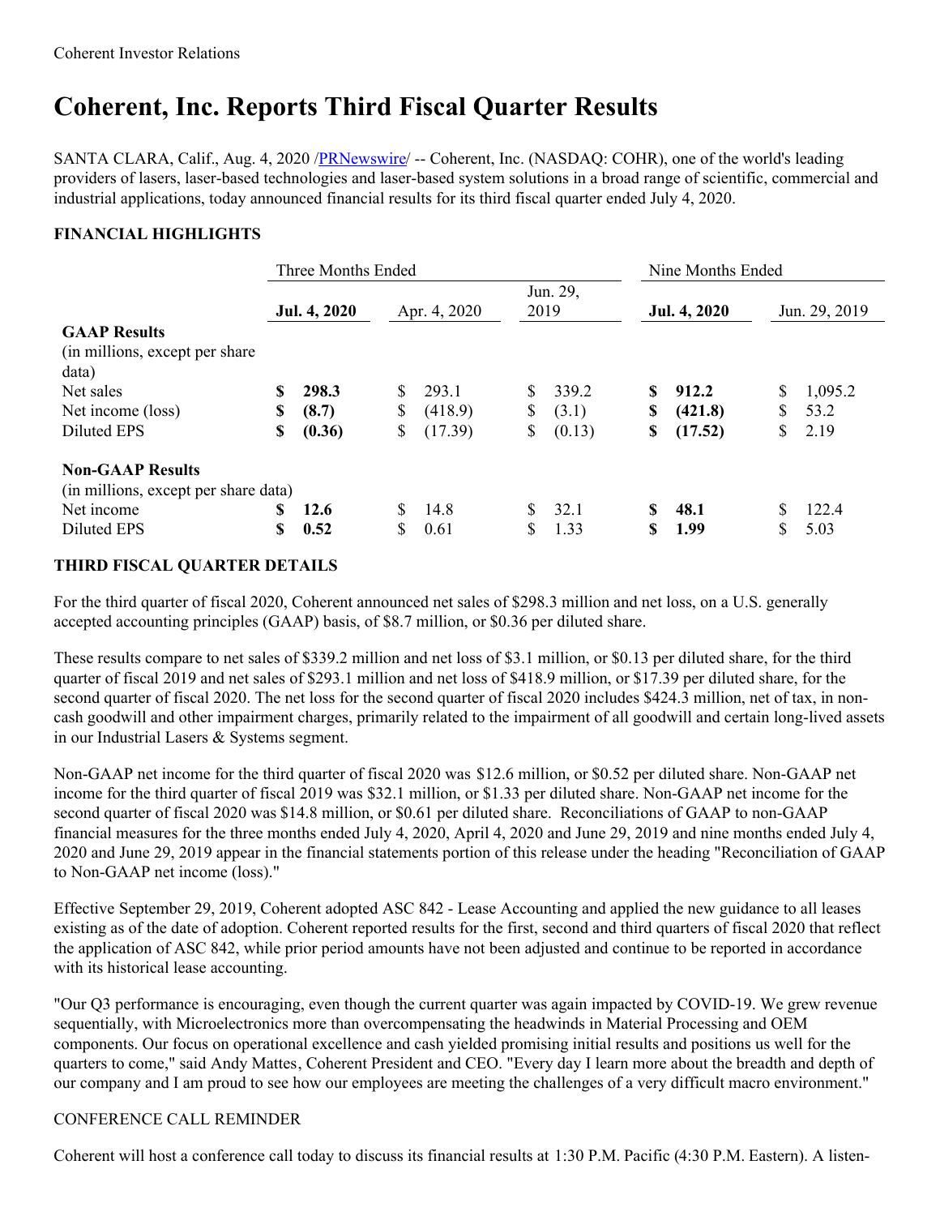Coherent Investor Relations

# Coherent, Inc. Reports Third Fiscal Quarter Results

SANTA CLARA, Calif., Aug. 4, 2020 /PRNewswire/ -- Coherent, Inc. (NASDAQ: COHR), one of the world's leading providers of lasers, laser-based technologies and laser-based system solutions in a broad range of scientific, commercial and industrial applications, today announced financial results for its third fiscal quarter ended July 4, 2020.

## FINANCIAL HIGHLIGHTS

| | Three Months Ended | | | Nine Months Ended | |
|---|---|---|---|---|---|
| | **Jul. 4, 2020** | Apr. 4, 2020 | Jun. 29, 2019 | **Jul. 4, 2020** | Jun. 29, 2019 |
| **GAAP Results** (in millions, except per share data) | | | | | |
| Net sales | **$ 298.3** | $ 293.1 | $ 339.2 | **$ 912.2** | $ 1,095.2 |
| Net income (loss) | **$ (8.7)** | $ (418.9) | $ (3.1) | **$ (421.8)** | $ 53.2 |
| Diluted EPS | **$ (0.36)** | $ (17.39) | $ (0.13) | **$ (17.52)** | $ 2.19 |
| **Non-GAAP Results** (in millions, except per share data) | | | | | |
| Net income | **$ 12.6** | $ 14.8 | $ 32.1 | **$ 48.1** | $ 122.4 |
| Diluted EPS | **$ 0.52** | $ 0.61 | $ 1.33 | **$ 1.99** | $ 5.03 |

## THIRD FISCAL QUARTER DETAILS

For the third quarter of fiscal 2020, Coherent announced net sales of $298.3 million and net loss, on a U.S. generally accepted accounting principles (GAAP) basis, of $8.7 million, or $0.36 per diluted share.

These results compare to net sales of $339.2 million and net loss of $3.1 million, or $0.13 per diluted share, for the third quarter of fiscal 2019 and net sales of $293.1 million and net loss of $418.9 million, or $17.39 per diluted share, for the second quarter of fiscal 2020. The net loss for the second quarter of fiscal 2020 includes $424.3 million, net of tax, in non-cash goodwill and other impairment charges, primarily related to the impairment of all goodwill and certain long-lived assets in our Industrial Lasers & Systems segment.

Non-GAAP net income for the third quarter of fiscal 2020 was $12.6 million, or $0.52 per diluted share. Non-GAAP net income for the third quarter of fiscal 2019 was $32.1 million, or $1.33 per diluted share. Non-GAAP net income for the second quarter of fiscal 2020 was $14.8 million, or $0.61 per diluted share. Reconciliations of GAAP to non-GAAP financial measures for the three months ended July 4, 2020, April 4, 2020 and June 29, 2019 and nine months ended July 4, 2020 and June 29, 2019 appear in the financial statements portion of this release under the heading "Reconciliation of GAAP to Non-GAAP net income (loss)."

Effective September 29, 2019, Coherent adopted ASC 842 - Lease Accounting and applied the new guidance to all leases existing as of the date of adoption. Coherent reported results for the first, second and third quarters of fiscal 2020 that reflect the application of ASC 842, while prior period amounts have not been adjusted and continue to be reported in accordance with its historical lease accounting.

"Our Q3 performance is encouraging, even though the current quarter was again impacted by COVID-19. We grew revenue sequentially, with Microelectronics more than overcompensating the headwinds in Material Processing and OEM components. Our focus on operational excellence and cash yielded promising initial results and positions us well for the quarters to come," said Andy Mattes, Coherent President and CEO. "Every day I learn more about the breadth and depth of our company and I am proud to see how our employees are meeting the challenges of a very difficult macro environment."

CONFERENCE CALL REMINDER

Coherent will host a conference call today to discuss its financial results at 1:30 P.M. Pacific (4:30 P.M. Eastern). A listen-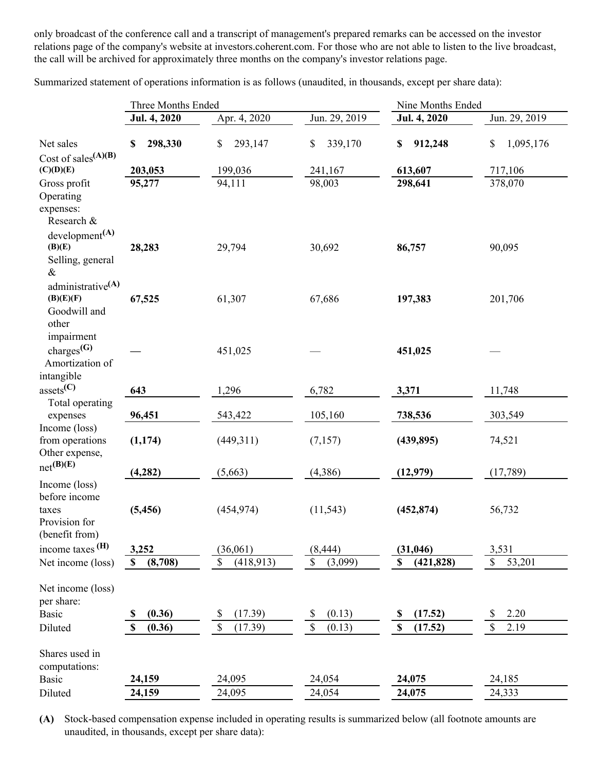only broadcast of the conference call and a transcript of management's prepared remarks can be accessed on the investor relations page of the company's website at investors.coherent.com. For those who are not able to listen to the live broadcast, the call will be archived for approximately three months on the company's investor relations page.

Summarized statement of operations information is as follows (unaudited, in thousands, except per share data):

| | Three Months Ended | | | Nine Months Ended | |
|---|---|---|---|---|---|
| | **Jul. 4, 2020** | Apr. 4, 2020 | Jun. 29, 2019 | **Jul. 4, 2020** | Jun. 29, 2019 |
| Net sales | **$ 298,330** | $ 293,147 | $ 339,170 | **$ 912,248** | $ 1,095,176 |
| Cost of sales(A)(B)(C)(D)(E) | **203,053** | 199,036 | 241,167 | **613,607** | 717,106 |
| Gross profit | **95,277** | 94,111 | 98,003 | **298,641** | 378,070 |
| Operating expenses: | | | | | |
| Research & development(A)(B)(E) | **28,283** | 29,794 | 30,692 | **86,757** | 90,095 |
| Selling, general & administrative(A)(B)(E)(F) | **67,525** | 61,307 | 67,686 | **197,383** | 201,706 |
| Goodwill and other impairment charges(G) | **—** | 451,025 | — | **451,025** | — |
| Amortization of intangible assets(C) | **643** | 1,296 | 6,782 | **3,371** | 11,748 |
| Total operating expenses | **96,451** | 543,422 | 105,160 | **738,536** | 303,549 |
| Income (loss) from operations | **(1,174)** | (449,311) | (7,157) | **(439,895)** | 74,521 |
| Other expense, net(B)(E) | **(4,282)** | (5,663) | (4,386) | **(12,979)** | (17,789) |
| Income (loss) before income taxes | **(5,456)** | (454,974) | (11,543) | **(452,874)** | 56,732 |
| Provision for (benefit from) income taxes (H) | **3,252** | (36,061) | (8,444) | **(31,046)** | 3,531 |
| Net income (loss) | **$ (8,708)** | $ (418,913) | $ (3,099) | **$ (421,828)** | $ 53,201 |
| | | | | | |
| Net income (loss) per share: | | | | | |
| Basic | **$ (0.36)** | $ (17.39) | $ (0.13) | **$ (17.52)** | $ 2.20 |
| Diluted | **$ (0.36)** | $ (17.39) | $ (0.13) | **$ (17.52)** | $ 2.19 |
| | | | | | |
| Shares used in computations: | | | | | |
| Basic | **24,159** | 24,095 | 24,054 | **24,075** | 24,185 |
| Diluted | **24,159** | 24,095 | 24,054 | **24,075** | 24,333 |

**(A)** Stock-based compensation expense included in operating results is summarized below (all footnote amounts are unaudited, in thousands, except per share data):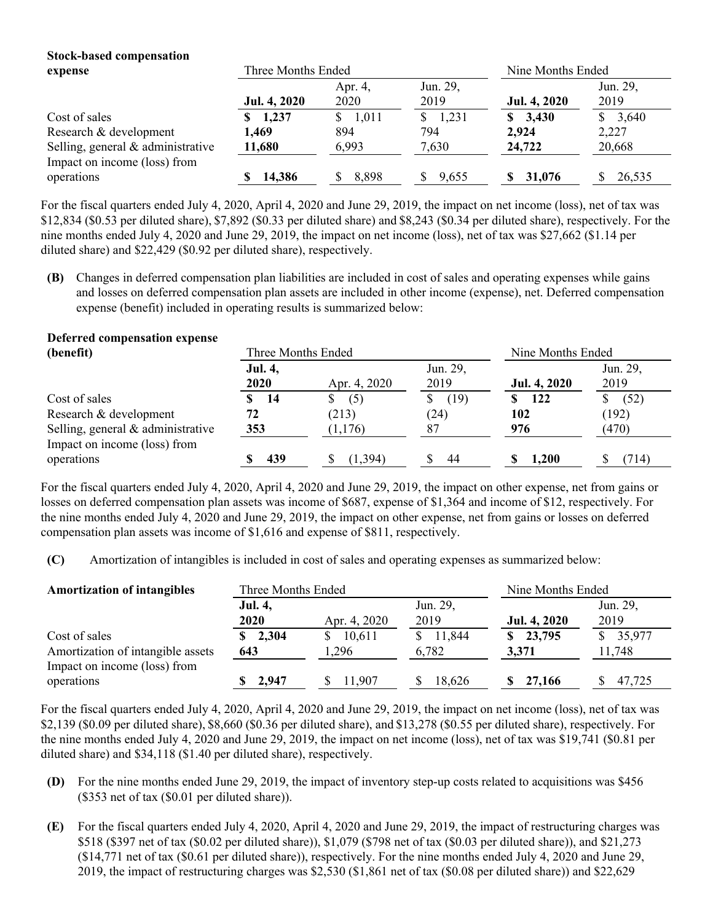| **Stock-based compensation expense** | Three Months Ended | | | Nine Months Ended | |
|---|---|---|---|---|---|
| | **Jul. 4, 2020** | Apr. 4, 2020 | Jun. 29, 2019 | **Jul. 4, 2020** | Jun. 29, 2019 |
| Cost of sales | **$ 1,237** | $ 1,011 | $ 1,231 | **$ 3,430** | $ 3,640 |
| Research & development | **1,469** | 894 | 794 | **2,924** | 2,227 |
| Selling, general & administrative | **11,680** | 6,993 | 7,630 | **24,722** | 20,668 |
| Impact on income (loss) from operations | **$ 14,386** | $ 8,898 | $ 9,655 | **$ 31,076** | $ 26,535 |

For the fiscal quarters ended July 4, 2020, April 4, 2020 and June 29, 2019, the impact on net income (loss), net of tax was $12,834 ($0.53 per diluted share), $7,892 ($0.33 per diluted share) and $8,243 ($0.34 per diluted share), respectively. For the nine months ended July 4, 2020 and June 29, 2019, the impact on net income (loss), net of tax was $27,662 ($1.14 per diluted share) and $22,429 ($0.92 per diluted share), respectively.

**(B)** Changes in deferred compensation plan liabilities are included in cost of sales and operating expenses while gains and losses on deferred compensation plan assets are included in other income (expense), net. Deferred compensation expense (benefit) included in operating results is summarized below:

| **Deferred compensation expense (benefit)** | Three Months Ended | | | Nine Months Ended | |
|---|---|---|---|---|---|
| | **Jul. 4, 2020** | Apr. 4, 2020 | Jun. 29, 2019 | **Jul. 4, 2020** | Jun. 29, 2019 |
| Cost of sales | **$ 14** | $ (5) | $ (19) | **$ 122** | $ (52) |
| Research & development | **72** | (213) | (24) | **102** | (192) |
| Selling, general & administrative | **353** | (1,176) | 87 | **976** | (470) |
| Impact on income (loss) from operations | **$ 439** | $ (1,394) | $ 44 | **$ 1,200** | $ (714) |

For the fiscal quarters ended July 4, 2020, April 4, 2020 and June 29, 2019, the impact on other expense, net from gains or losses on deferred compensation plan assets was income of $687, expense of $1,364 and income of $12, respectively. For the nine months ended July 4, 2020 and June 29, 2019, the impact on other expense, net from gains or losses on deferred compensation plan assets was income of $1,616 and expense of $811, respectively.

**(C)** Amortization of intangibles is included in cost of sales and operating expenses as summarized below:

| **Amortization of intangibles** | Three Months Ended | | | Nine Months Ended | |
|---|---|---|---|---|---|
| | **Jul. 4, 2020** | Apr. 4, 2020 | Jun. 29, 2019 | **Jul. 4, 2020** | Jun. 29, 2019 |
| Cost of sales | **$ 2,304** | $ 10,611 | $ 11,844 | **$ 23,795** | $ 35,977 |
| Amortization of intangible assets | **643** | 1,296 | 6,782 | **3,371** | 11,748 |
| Impact on income (loss) from operations | **$ 2,947** | $ 11,907 | $ 18,626 | **$ 27,166** | $ 47,725 |

For the fiscal quarters ended July 4, 2020, April 4, 2020 and June 29, 2019, the impact on net income (loss), net of tax was $2,139 ($0.09 per diluted share), $8,660 ($0.36 per diluted share), and $13,278 ($0.55 per diluted share), respectively. For the nine months ended July 4, 2020 and June 29, 2019, the impact on net income (loss), net of tax was $19,741 ($0.81 per diluted share) and $34,118 ($1.40 per diluted share), respectively.

**(D)** For the nine months ended June 29, 2019, the impact of inventory step-up costs related to acquisitions was $456 ($353 net of tax ($0.01 per diluted share)).

**(E)** For the fiscal quarters ended July 4, 2020, April 4, 2020 and June 29, 2019, the impact of restructuring charges was $518 ($397 net of tax ($0.02 per diluted share)), $1,079 ($798 net of tax ($0.03 per diluted share)), and $21,273 ($14,771 net of tax ($0.61 per diluted share)), respectively. For the nine months ended July 4, 2020 and June 29, 2019, the impact of restructuring charges was $2,530 ($1,861 net of tax ($0.08 per diluted share)) and $22,629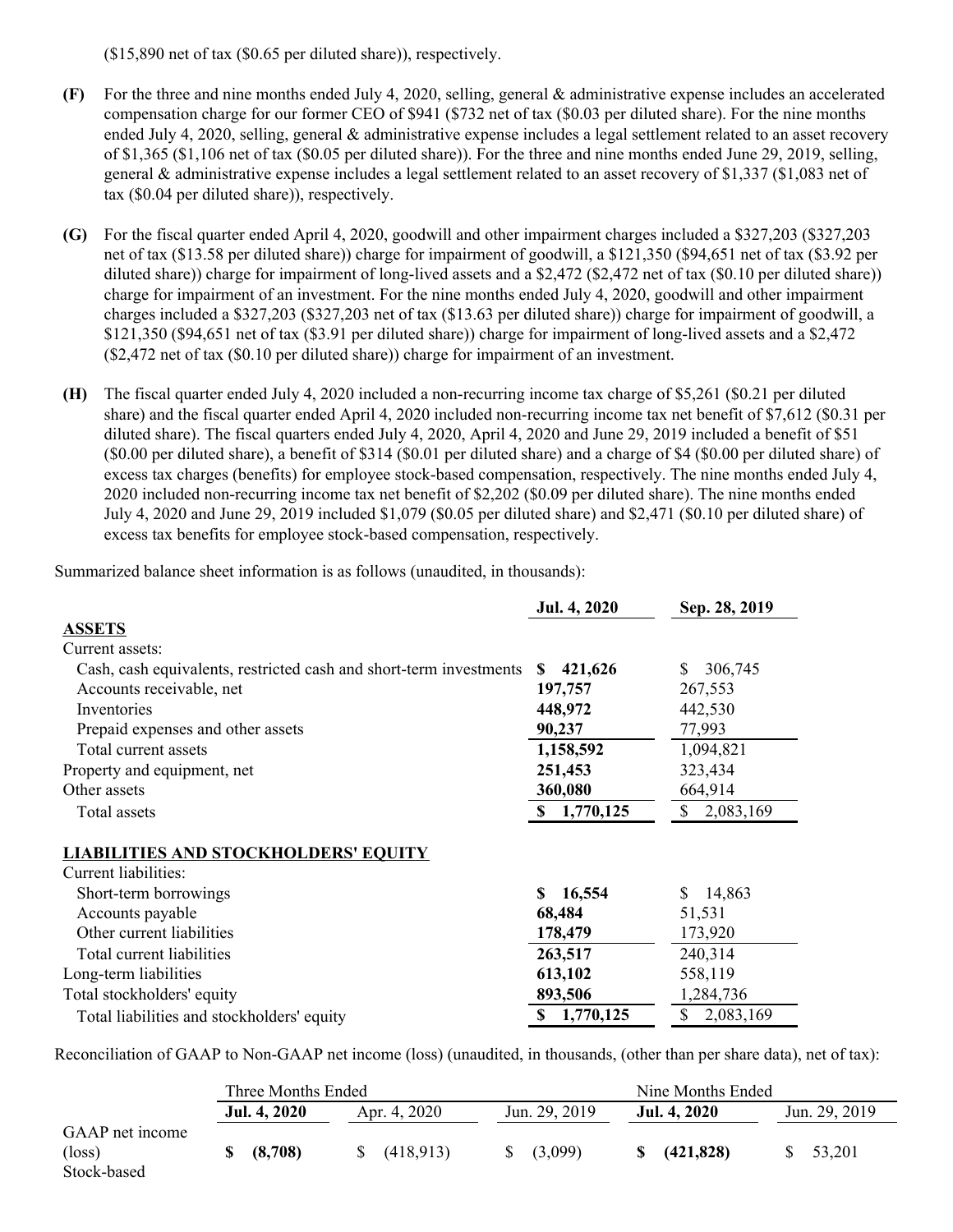($15,890 net of tax ($0.65 per diluted share)), respectively.

**(F)** For the three and nine months ended July 4, 2020, selling, general & administrative expense includes an accelerated compensation charge for our former CEO of $941 ($732 net of tax ($0.03 per diluted share). For the nine months ended July 4, 2020, selling, general & administrative expense includes a legal settlement related to an asset recovery of $1,365 ($1,106 net of tax ($0.05 per diluted share)). For the three and nine months ended June 29, 2019, selling, general & administrative expense includes a legal settlement related to an asset recovery of $1,337 ($1,083 net of tax ($0.04 per diluted share)), respectively.

**(G)** For the fiscal quarter ended April 4, 2020, goodwill and other impairment charges included a $327,203 ($327,203 net of tax ($13.58 per diluted share)) charge for impairment of goodwill, a $121,350 ($94,651 net of tax ($3.92 per diluted share)) charge for impairment of long-lived assets and a $2,472 ($2,472 net of tax ($0.10 per diluted share)) charge for impairment of an investment. For the nine months ended July 4, 2020, goodwill and other impairment charges included a $327,203 ($327,203 net of tax ($13.63 per diluted share)) charge for impairment of goodwill, a $121,350 ($94,651 net of tax ($3.91 per diluted share)) charge for impairment of long-lived assets and a $2,472 ($2,472 net of tax ($0.10 per diluted share)) charge for impairment of an investment.

**(H)** The fiscal quarter ended July 4, 2020 included a non-recurring income tax charge of $5,261 ($0.21 per diluted share) and the fiscal quarter ended April 4, 2020 included non-recurring income tax net benefit of $7,612 ($0.31 per diluted share). The fiscal quarters ended July 4, 2020, April 4, 2020 and June 29, 2019 included a benefit of $51 ($0.00 per diluted share), a benefit of $314 ($0.01 per diluted share) and a charge of $4 ($0.00 per diluted share) of excess tax charges (benefits) for employee stock-based compensation, respectively. The nine months ended July 4, 2020 included non-recurring income tax net benefit of $2,202 ($0.09 per diluted share). The nine months ended July 4, 2020 and June 29, 2019 included $1,079 ($0.05 per diluted share) and $2,471 ($0.10 per diluted share) of excess tax benefits for employee stock-based compensation, respectively.

Summarized balance sheet information is as follows (unaudited, in thousands):

| | **Jul. 4, 2020** | **Sep. 28, 2019** |
|---|---|---|
| **ASSETS** | | |
| Current assets: | | |
| Cash, cash equivalents, restricted cash and short-term investments | **$ 421,626** | $ 306,745 |
| Accounts receivable, net | **197,757** | 267,553 |
| Inventories | **448,972** | 442,530 |
| Prepaid expenses and other assets | **90,237** | 77,993 |
| Total current assets | **1,158,592** | 1,094,821 |
| Property and equipment, net | **251,453** | 323,434 |
| Other assets | **360,080** | 664,914 |
| Total assets | **$ 1,770,125** | $ 2,083,169 |
| **LIABILITIES AND STOCKHOLDERS' EQUITY** | | |
| Current liabilities: | | |
| Short-term borrowings | **$ 16,554** | $ 14,863 |
| Accounts payable | **68,484** | 51,531 |
| Other current liabilities | **178,479** | 173,920 |
| Total current liabilities | **263,517** | 240,314 |
| Long-term liabilities | **613,102** | 558,119 |
| Total stockholders' equity | **893,506** | 1,284,736 |
| Total liabilities and stockholders' equity | **$ 1,770,125** | $ 2,083,169 |

Reconciliation of GAAP to Non-GAAP net income (loss) (unaudited, in thousands, (other than per share data), net of tax):

| | Three Months Ended | | | Nine Months Ended | |
|---|---|---|---|---|---|
| | **Jul. 4, 2020** | Apr. 4, 2020 | Jun. 29, 2019 | **Jul. 4, 2020** | Jun. 29, 2019 |
| GAAP net income (loss) | **$ (8,708)** | $ (418,913) | $ (3,099) | **$ (421,828)** | $ 53,201 |
| Stock-based | | | | | |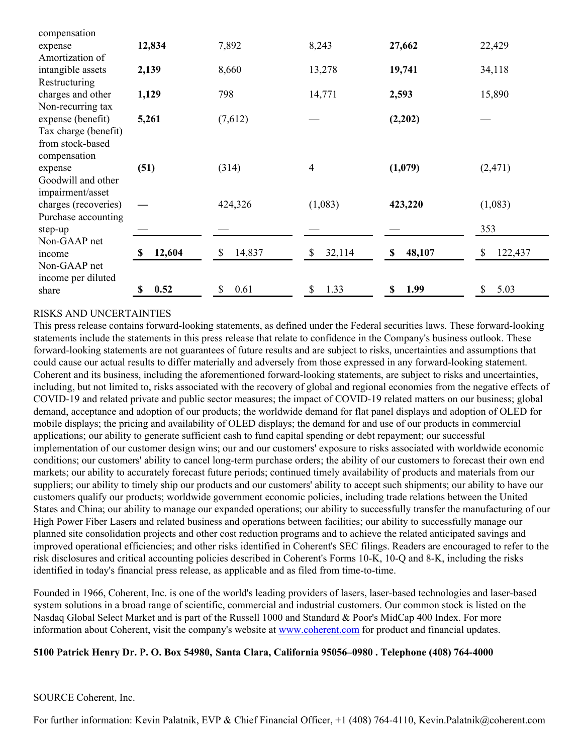| | | | | | |
|---|---|---|---|---|---|
| compensation expense | **12,834** | 7,892 | 8,243 | **27,662** | 22,429 |
| Amortization of intangible assets | **2,139** | 8,660 | 13,278 | **19,741** | 34,118 |
| Restructuring charges and other | **1,129** | 798 | 14,771 | **2,593** | 15,890 |
| Non-recurring tax expense (benefit) | **5,261** | (7,612) | — | **(2,202)** | — |
| Tax charge (benefit) from stock-based compensation expense | **(51)** | (314) | 4 | **(1,079)** | (2,471) |
| Goodwill and other impairment/asset charges (recoveries) | **—** | 424,326 | (1,083) | **423,220** | (1,083) |
| Purchase accounting step-up | **—** | — | — | **—** | 353 |
| Non-GAAP net income | **$ 12,604** | $ 14,837 | $ 32,114 | **$ 48,107** | $ 122,437 |
| Non-GAAP net income per diluted share | **$ 0.52** | $ 0.61 | $ 1.33 | **$ 1.99** | $ 5.03 |

RISKS AND UNCERTAINTIES

This press release contains forward-looking statements, as defined under the Federal securities laws. These forward-looking statements include the statements in this press release that relate to confidence in the Company's business outlook. These forward-looking statements are not guarantees of future results and are subject to risks, uncertainties and assumptions that could cause our actual results to differ materially and adversely from those expressed in any forward-looking statement. Coherent and its business, including the aforementioned forward-looking statements, are subject to risks and uncertainties, including, but not limited to, risks associated with the recovery of global and regional economies from the negative effects of COVID-19 and related private and public sector measures; the impact of COVID-19 related matters on our business; global demand, acceptance and adoption of our products; the worldwide demand for flat panel displays and adoption of OLED for mobile displays; the pricing and availability of OLED displays; the demand for and use of our products in commercial applications; our ability to generate sufficient cash to fund capital spending or debt repayment; our successful implementation of our customer design wins; our and our customers' exposure to risks associated with worldwide economic conditions; our customers' ability to cancel long-term purchase orders; the ability of our customers to forecast their own end markets; our ability to accurately forecast future periods; continued timely availability of products and materials from our suppliers; our ability to timely ship our products and our customers' ability to accept such shipments; our ability to have our customers qualify our products; worldwide government economic policies, including trade relations between the United States and China; our ability to manage our expanded operations; our ability to successfully transfer the manufacturing of our High Power Fiber Lasers and related business and operations between facilities; our ability to successfully manage our planned site consolidation projects and other cost reduction programs and to achieve the related anticipated savings and improved operational efficiencies; and other risks identified in Coherent's SEC filings. Readers are encouraged to refer to the risk disclosures and critical accounting policies described in Coherent's Forms 10-K, 10-Q and 8-K, including the risks identified in today's financial press release, as applicable and as filed from time-to-time.

Founded in 1966, Coherent, Inc. is one of the world's leading providers of lasers, laser-based technologies and laser-based system solutions in a broad range of scientific, commercial and industrial customers. Our common stock is listed on the Nasdaq Global Select Market and is part of the Russell 1000 and Standard & Poor's MidCap 400 Index. For more information about Coherent, visit the company's website at www.coherent.com for product and financial updates.

**5100 Patrick Henry Dr. P. O. Box 54980, Santa Clara, California 95056–0980 . Telephone (408) 764-4000**

SOURCE Coherent, Inc.

For further information: Kevin Palatnik, EVP & Chief Financial Officer, +1 (408) 764-4110, Kevin.Palatnik@coherent.com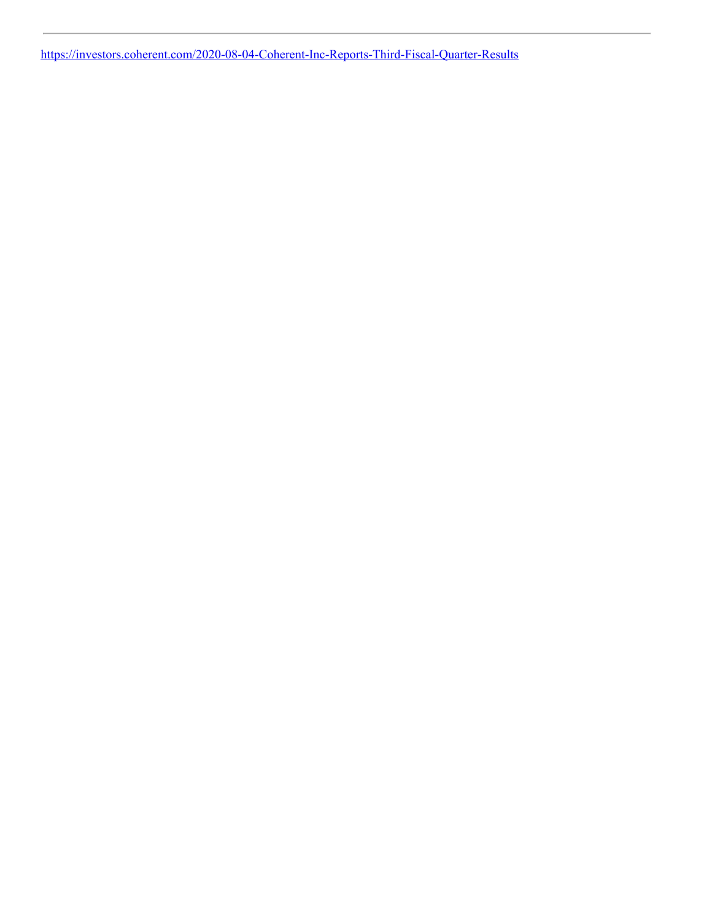https://investors.coherent.com/2020-08-04-Coherent-Inc-Reports-Third-Fiscal-Quarter-Results